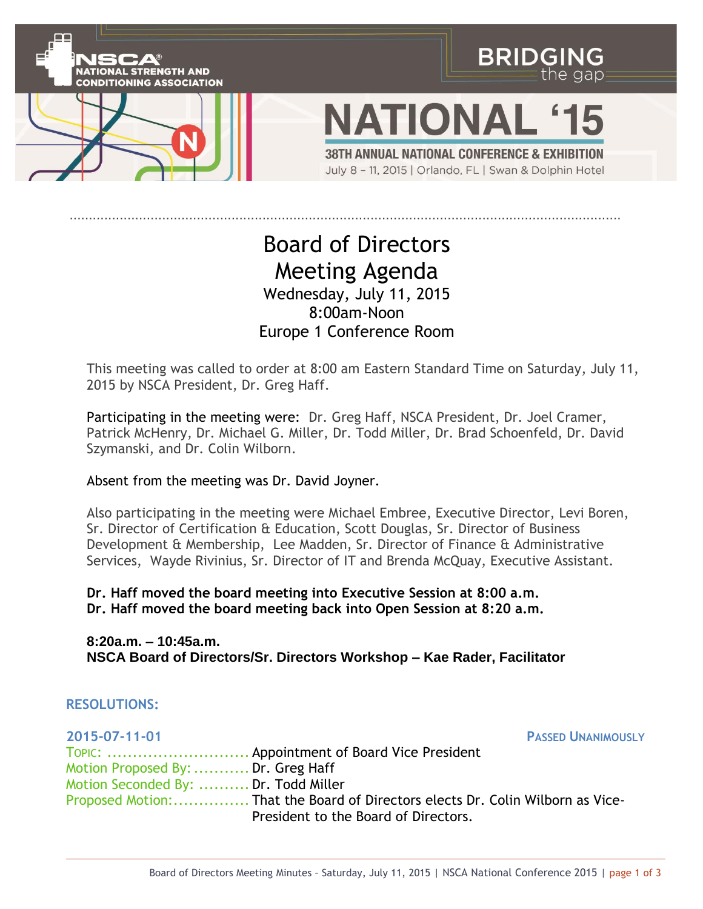NSCA® NATIONAL STRENGTH AND CONDITIONING ASSOCIATION

BRIDGING the gap

NATIONAL '15

38TH ANNUAL NATIONAL CONFERENCE & EXHIBITION

July 8 – 11, 2015 | Orlando, FL | Swan & Dolphin Hotel

# Board of Directors Meeting Agenda

Wednesday, July 11, 2015
8:00am-Noon
Europe 1 Conference Room

This meeting was called to order at 8:00 am Eastern Standard Time on Saturday, July 11, 2015 by NSCA President, Dr. Greg Haff.

Participating in the meeting were: Dr. Greg Haff, NSCA President, Dr. Joel Cramer, Patrick McHenry, Dr. Michael G. Miller, Dr. Todd Miller, Dr. Brad Schoenfeld, Dr. David Szymanski, and Dr. Colin Wilborn.

Absent from the meeting was Dr. David Joyner.

Also participating in the meeting were Michael Embree, Executive Director, Levi Boren, Sr. Director of Certification & Education, Scott Douglas, Sr. Director of Business Development & Membership, Lee Madden, Sr. Director of Finance & Administrative Services, Wayde Rivinius, Sr. Director of IT and Brenda McQuay, Executive Assistant.

**Dr. Haff moved the board meeting into Executive Session at 8:00 a.m.**
**Dr. Haff moved the board meeting back into Open Session at 8:20 a.m.**

**8:20a.m. – 10:45a.m.**
**NSCA Board of Directors/Sr. Directors Workshop – Kae Rader, Facilitator**

## RESOLUTIONS:

### 2015-07-11-01 — PASSED UNANIMOUSLY

TOPIC: ............................ Appointment of Board Vice President
Motion Proposed By: ........... Dr. Greg Haff
Motion Seconded By: .......... Dr. Todd Miller
Proposed Motion:............... That the Board of Directors elects Dr. Colin Wilborn as Vice-President to the Board of Directors.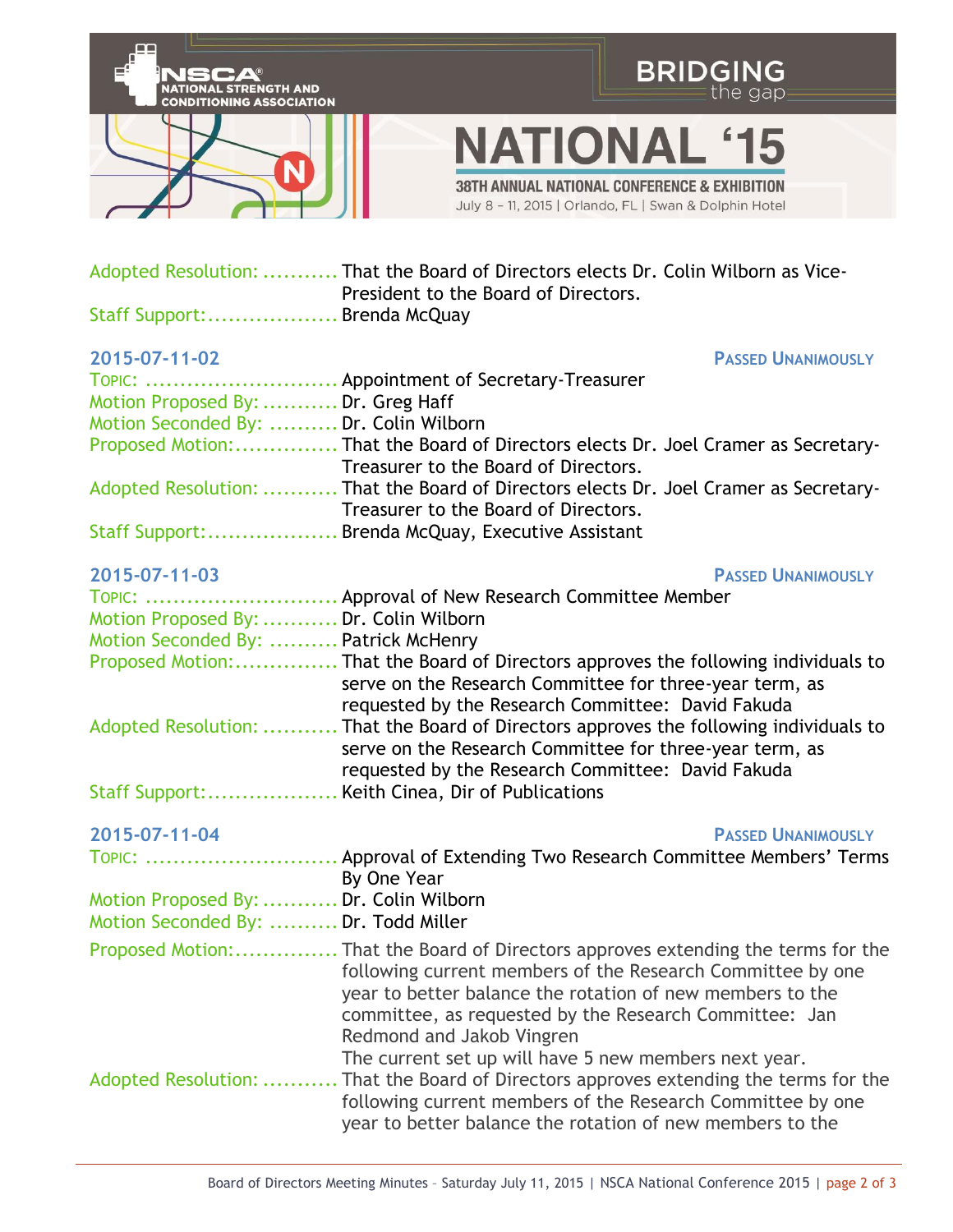Adopted Resolution: ........... That the Board of Directors elects Dr. Colin Wilborn as Vice-President to the Board of Directors.
Staff Support:................... Brenda McQuay

**2015-07-11-02** **PASSED UNANIMOUSLY**

TOPIC: ........................... Appointment of Secretary-Treasurer
Motion Proposed By: ........... Dr. Greg Haff
Motion Seconded By: .......... Dr. Colin Wilborn
Proposed Motion:............... That the Board of Directors elects Dr. Joel Cramer as Secretary-Treasurer to the Board of Directors.
Adopted Resolution: ........... That the Board of Directors elects Dr. Joel Cramer as Secretary-Treasurer to the Board of Directors.
Staff Support:................... Brenda McQuay, Executive Assistant

**2015-07-11-03** **PASSED UNANIMOUSLY**

TOPIC: ........................... Approval of New Research Committee Member
Motion Proposed By: ........... Dr. Colin Wilborn
Motion Seconded By: .......... Patrick McHenry
Proposed Motion:............... That the Board of Directors approves the following individuals to serve on the Research Committee for three-year term, as requested by the Research Committee: David Fakuda
Adopted Resolution: ........... That the Board of Directors approves the following individuals to serve on the Research Committee for three-year term, as requested by the Research Committee: David Fakuda
Staff Support:................... Keith Cinea, Dir of Publications

**2015-07-11-04** **PASSED UNANIMOUSLY**

TOPIC: ........................... Approval of Extending Two Research Committee Members' Terms By One Year
Motion Proposed By: ........... Dr. Colin Wilborn
Motion Seconded By: .......... Dr. Todd Miller
Proposed Motion:............... That the Board of Directors approves extending the terms for the following current members of the Research Committee by one year to better balance the rotation of new members to the committee, as requested by the Research Committee: Jan Redmond and Jakob Vingren
The current set up will have 5 new members next year.
Adopted Resolution: ........... That the Board of Directors approves extending the terms for the following current members of the Research Committee by one year to better balance the rotation of new members to the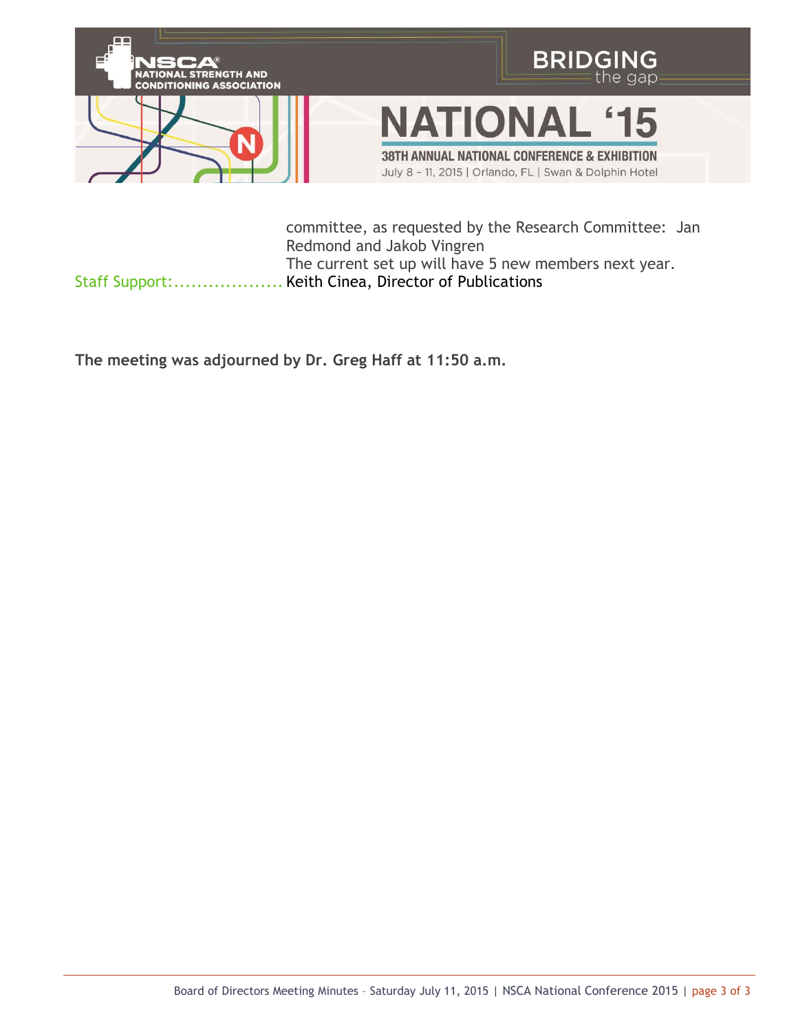committee, as requested by the Research Committee: Jan Redmond and Jakob Vingren
The current set up will have 5 new members next year.

Staff Support:.................. Keith Cinea, Director of Publications

**The meeting was adjourned by Dr. Greg Haff at 11:50 a.m.**